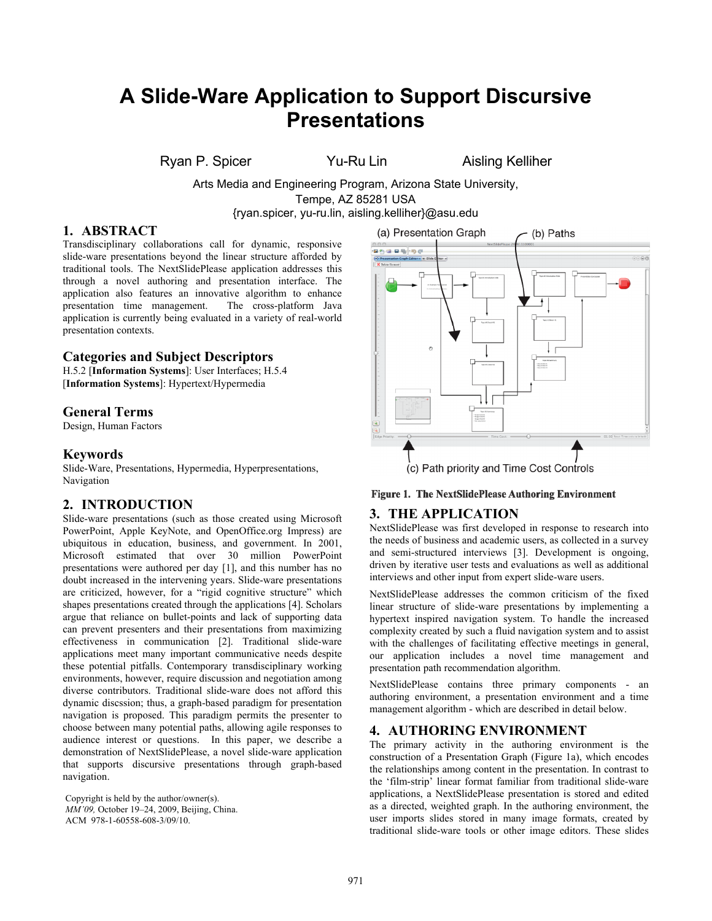# A Slide-Ware Application to Support Discursive Presentations

Ryan P. Spicer    Yu-Ru Lin    Aisling Kelliher

Arts Media and Engineering Program, Arizona State University,
Tempe, AZ 85281 USA
{ryan.spicer, yu-ru.lin, aisling.kelliher}@asu.edu

## 1. ABSTRACT

Transdisciplinary collaborations call for dynamic, responsive slide-ware presentations beyond the linear structure afforded by traditional tools. The NextSlidePlease application addresses this through a novel authoring and presentation interface. The application also features an innovative algorithm to enhance presentation time management. The cross-platform Java application is currently being evaluated in a variety of real-world presentation contexts.

## Categories and Subject Descriptors

H.5.2 [**Information Systems**]: User Interfaces; H.5.4 [**Information Systems**]: Hypertext/Hypermedia

## General Terms

Design, Human Factors

## Keywords

Slide-Ware, Presentations, Hypermedia, Hyperpresentations, Navigation

## 2. INTRODUCTION

Slide-ware presentations (such as those created using Microsoft PowerPoint, Apple KeyNote, and OpenOffice.org Impress) are ubiquitous in education, business, and government. In 2001, Microsoft estimated that over 30 million PowerPoint presentations were authored per day [1], and this number has no doubt increased in the intervening years. Slide-ware presentations are criticized, however, for a "rigid cognitive structure" which shapes presentations created through the applications [4]. Scholars argue that reliance on bullet-points and lack of supporting data can prevent presenters and their presentations from maximizing effectiveness in communication [2]. Traditional slide-ware applications meet many important communicative needs despite these potential pitfalls. Contemporary transdisciplinary working environments, however, require discussion and negotiation among diverse contributors. Traditional slide-ware does not afford this dynamic discssion; thus, a graph-based paradigm for presentation navigation is proposed. This paradigm permits the presenter to choose between many potential paths, allowing agile responses to audience interest or questions. In this paper, we describe a demonstration of NextSlidePlease, a novel slide-ware application that supports discursive presentations through graph-based navigation.

Copyright is held by the author/owner(s).
*MM'09,* October 19–24, 2009, Beijing, China.
ACM 978-1-60558-608-3/09/10.

(a) Presentation Graph    (b) Paths

(c) Path priority and Time Cost Controls

**Figure 1. The NextSlidePlease Authoring Environment**

## 3. THE APPLICATION

NextSlidePlease was first developed in response to research into the needs of business and academic users, as collected in a survey and semi-structured interviews [3]. Development is ongoing, driven by iterative user tests and evaluations as well as additional interviews and other input from expert slide-ware users.

NextSlidePlease addresses the common criticism of the fixed linear structure of slide-ware presentations by implementing a hypertext inspired navigation system. To handle the increased complexity created by such a fluid navigation system and to assist with the challenges of facilitating effective meetings in general, our application includes a novel time management and presentation path recommendation algorithm.

NextSlidePlease contains three primary components - an authoring environment, a presentation environment and a time management algorithm - which are described in detail below.

## 4. AUTHORING ENVIRONMENT

The primary activity in the authoring environment is the construction of a Presentation Graph (Figure 1a), which encodes the relationships among content in the presentation. In contrast to the 'film-strip' linear format familiar from traditional slide-ware applications, a NextSlidePlease presentation is stored and edited as a directed, weighted graph. In the authoring environment, the user imports slides stored in many image formats, created by traditional slide-ware tools or other image editors. These slides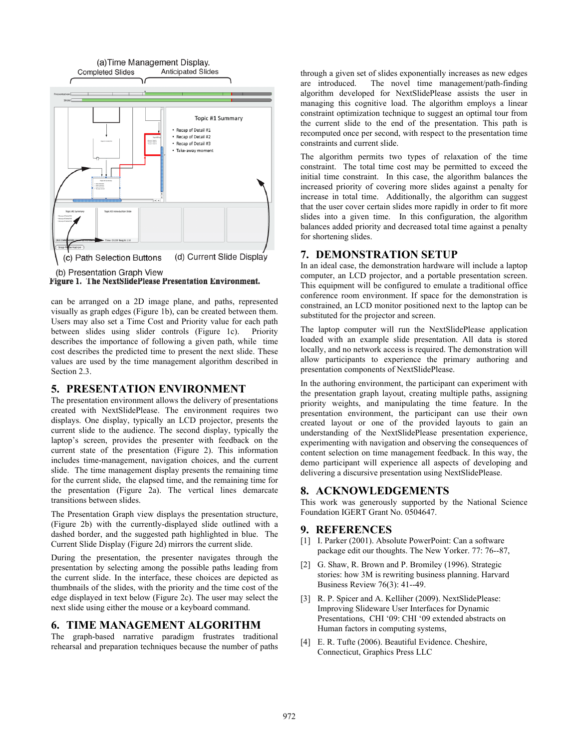(a)Time Management Display.

Completed Slides | Anticipated Slides

(c) Path Selection Buttons | (d) Current Slide Display

(b) Presentation Graph View

**Figure 1. The NextSlidePlease Presentation Environment.**

can be arranged on a 2D image plane, and paths, represented visually as graph edges (Figure 1b), can be created between them. Users may also set a Time Cost and Priority value for each path between slides using slider controls (Figure 1c). Priority describes the importance of following a given path, while time cost describes the predicted time to present the next slide. These values are used by the time management algorithm described in Section 2.3.

## 5. PRESENTATION ENVIRONMENT

The presentation environment allows the delivery of presentations created with NextSlidePlease. The environment requires two displays. One display, typically an LCD projector, presents the current slide to the audience. The second display, typically the laptop's screen, provides the presenter with feedback on the current state of the presentation (Figure 2). This information includes time-management, navigation choices, and the current slide. The time management display presents the remaining time for the current slide, the elapsed time, and the remaining time for the presentation (Figure 2a). The vertical lines demarcate transitions between slides.

The Presentation Graph view displays the presentation structure, (Figure 2b) with the currently-displayed slide outlined with a dashed border, and the suggested path highlighted in blue. The Current Slide Display (Figure 2d) mirrors the current slide.

During the presentation, the presenter navigates through the presentation by selecting among the possible paths leading from the current slide. In the interface, these choices are depicted as thumbnails of the slides, with the priority and the time cost of the edge displayed in text below (Figure 2c). The user may select the next slide using either the mouse or a keyboard command.

## 6. TIME MANAGEMENT ALGORITHM

The graph-based narrative paradigm frustrates traditional rehearsal and preparation techniques because the number of paths through a given set of slides exponentially increases as new edges are introduced. The novel time management/path-finding algorithm developed for NextSlidePlease assists the user in managing this cognitive load. The algorithm employs a linear constraint optimization technique to suggest an optimal tour from the current slide to the end of the presentation. This path is recomputed once per second, with respect to the presentation time constraints and current slide.

The algorithm permits two types of relaxation of the time constraint. The total time cost may be permitted to exceed the initial time constraint. In this case, the algorithm balances the increased priority of covering more slides against a penalty for increase in total time. Additionally, the algorithm can suggest that the user cover certain slides more rapidly in order to fit more slides into a given time. In this configuration, the algorithm balances added priority and decreased total time against a penalty for shortening slides.

## 7. DEMONSTRATION SETUP

In an ideal case, the demonstration hardware will include a laptop computer, an LCD projector, and a portable presentation screen. This equipment will be configured to emulate a traditional office conference room environment. If space for the demonstration is constrained, an LCD monitor positioned next to the laptop can be substituted for the projector and screen.

The laptop computer will run the NextSlidePlease application loaded with an example slide presentation. All data is stored locally, and no network access is required. The demonstration will allow participants to experience the primary authoring and presentation components of NextSlidePlease.

In the authoring environment, the participant can experiment with the presentation graph layout, creating multiple paths, assigning priority weights, and manipulating the time feature. In the presentation environment, the participant can use their own created layout or one of the provided layouts to gain an understanding of the NextSlidePlease presentation experience, experimenting with navigation and observing the consequences of content selection on time management feedback. In this way, the demo participant will experience all aspects of developing and delivering a discursive presentation using NextSlidePlease.

## 8. ACKNOWLEDGEMENTS

This work was generously supported by the National Science Foundation IGERT Grant No. 0504647.

## 9. REFERENCES

[1] I. Parker (2001). Absolute PowerPoint: Can a software package edit our thoughts. The New Yorker. 77: 76--87,

[2] G. Shaw, R. Brown and P. Bromiley (1996). Strategic stories: how 3M is rewriting business planning. Harvard Business Review 76(3): 41--49.

[3] R. P. Spicer and A. Kelliher (2009). NextSlidePlease: Improving Slideware User Interfaces for Dynamic Presentations, CHI '09: CHI '09 extended abstracts on Human factors in computing systems,

[4] E. R. Tufte (2006). Beautiful Evidence. Cheshire, Connecticut, Graphics Press LLC